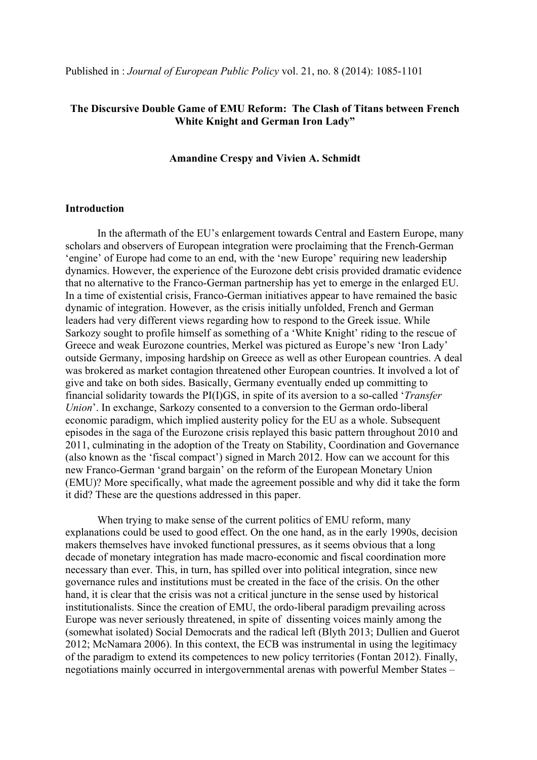Published in : *Journal of European Public Policy* vol. 21, no. 8 (2014): 1085-1101

# The Discursive Double Game of EMU Reform: The Clash of Titans between French White Knight and German Iron Lady"

**Amandine Crespy and Vivien A. Schmidt**

## Introduction

In the aftermath of the EU's enlargement towards Central and Eastern Europe, many scholars and observers of European integration were proclaiming that the French-German 'engine' of Europe had come to an end, with the 'new Europe' requiring new leadership dynamics. However, the experience of the Eurozone debt crisis provided dramatic evidence that no alternative to the Franco-German partnership has yet to emerge in the enlarged EU. In a time of existential crisis, Franco-German initiatives appear to have remained the basic dynamic of integration. However, as the crisis initially unfolded, French and German leaders had very different views regarding how to respond to the Greek issue. While Sarkozy sought to profile himself as something of a 'White Knight' riding to the rescue of Greece and weak Eurozone countries, Merkel was pictured as Europe's new 'Iron Lady' outside Germany, imposing hardship on Greece as well as other European countries. A deal was brokered as market contagion threatened other European countries. It involved a lot of give and take on both sides. Basically, Germany eventually ended up committing to financial solidarity towards the PI(I)GS, in spite of its aversion to a so-called '*Transfer Union*'. In exchange, Sarkozy consented to a conversion to the German ordo-liberal economic paradigm, which implied austerity policy for the EU as a whole. Subsequent episodes in the saga of the Eurozone crisis replayed this basic pattern throughout 2010 and 2011, culminating in the adoption of the Treaty on Stability, Coordination and Governance (also known as the 'fiscal compact') signed in March 2012. How can we account for this new Franco-German 'grand bargain' on the reform of the European Monetary Union (EMU)? More specifically, what made the agreement possible and why did it take the form it did? These are the questions addressed in this paper.

When trying to make sense of the current politics of EMU reform, many explanations could be used to good effect. On the one hand, as in the early 1990s, decision makers themselves have invoked functional pressures, as it seems obvious that a long decade of monetary integration has made macro-economic and fiscal coordination more necessary than ever. This, in turn, has spilled over into political integration, since new governance rules and institutions must be created in the face of the crisis. On the other hand, it is clear that the crisis was not a critical juncture in the sense used by historical institutionalists. Since the creation of EMU, the ordo-liberal paradigm prevailing across Europe was never seriously threatened, in spite of dissenting voices mainly among the (somewhat isolated) Social Democrats and the radical left (Blyth 2013; Dullien and Guerot 2012; McNamara 2006). In this context, the ECB was instrumental in using the legitimacy of the paradigm to extend its competences to new policy territories (Fontan 2012). Finally, negotiations mainly occurred in intergovernmental arenas with powerful Member States –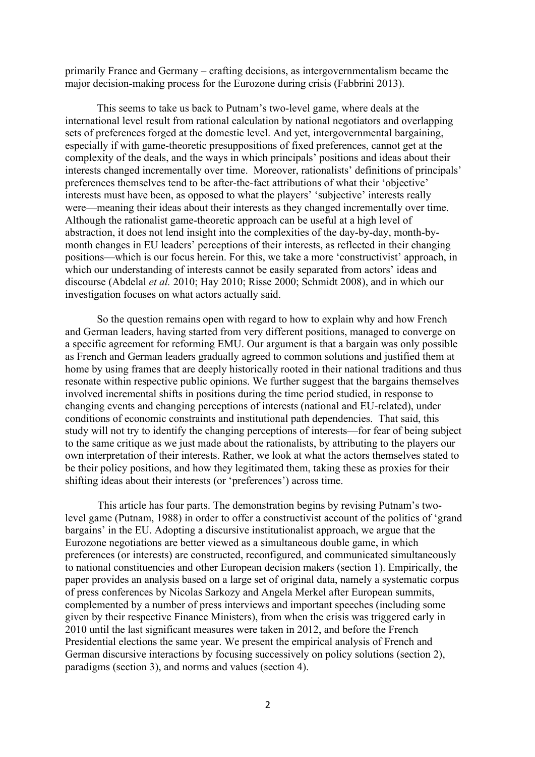primarily France and Germany – crafting decisions, as intergovernmentalism became the major decision-making process for the Eurozone during crisis (Fabbrini 2013).

This seems to take us back to Putnam's two-level game, where deals at the international level result from rational calculation by national negotiators and overlapping sets of preferences forged at the domestic level. And yet, intergovernmental bargaining, especially if with game-theoretic presuppositions of fixed preferences, cannot get at the complexity of the deals, and the ways in which principals' positions and ideas about their interests changed incrementally over time. Moreover, rationalists' definitions of principals' preferences themselves tend to be after-the-fact attributions of what their 'objective' interests must have been, as opposed to what the players' 'subjective' interests really were—meaning their ideas about their interests as they changed incrementally over time. Although the rationalist game-theoretic approach can be useful at a high level of abstraction, it does not lend insight into the complexities of the day-by-day, month-by-month changes in EU leaders' perceptions of their interests, as reflected in their changing positions—which is our focus herein. For this, we take a more 'constructivist' approach, in which our understanding of interests cannot be easily separated from actors' ideas and discourse (Abdelal *et al.* 2010; Hay 2010; Risse 2000; Schmidt 2008), and in which our investigation focuses on what actors actually said.

So the question remains open with regard to how to explain why and how French and German leaders, having started from very different positions, managed to converge on a specific agreement for reforming EMU. Our argument is that a bargain was only possible as French and German leaders gradually agreed to common solutions and justified them at home by using frames that are deeply historically rooted in their national traditions and thus resonate within respective public opinions. We further suggest that the bargains themselves involved incremental shifts in positions during the time period studied, in response to changing events and changing perceptions of interests (national and EU-related), under conditions of economic constraints and institutional path dependencies. That said, this study will not try to identify the changing perceptions of interests—for fear of being subject to the same critique as we just made about the rationalists, by attributing to the players our own interpretation of their interests. Rather, we look at what the actors themselves stated to be their policy positions, and how they legitimated them, taking these as proxies for their shifting ideas about their interests (or 'preferences') across time.

This article has four parts. The demonstration begins by revising Putnam's two-level game (Putnam, 1988) in order to offer a constructivist account of the politics of 'grand bargains' in the EU. Adopting a discursive institutionalist approach, we argue that the Eurozone negotiations are better viewed as a simultaneous double game, in which preferences (or interests) are constructed, reconfigured, and communicated simultaneously to national constituencies and other European decision makers (section 1). Empirically, the paper provides an analysis based on a large set of original data, namely a systematic corpus of press conferences by Nicolas Sarkozy and Angela Merkel after European summits, complemented by a number of press interviews and important speeches (including some given by their respective Finance Ministers), from when the crisis was triggered early in 2010 until the last significant measures were taken in 2012, and before the French Presidential elections the same year. We present the empirical analysis of French and German discursive interactions by focusing successively on policy solutions (section 2), paradigms (section 3), and norms and values (section 4).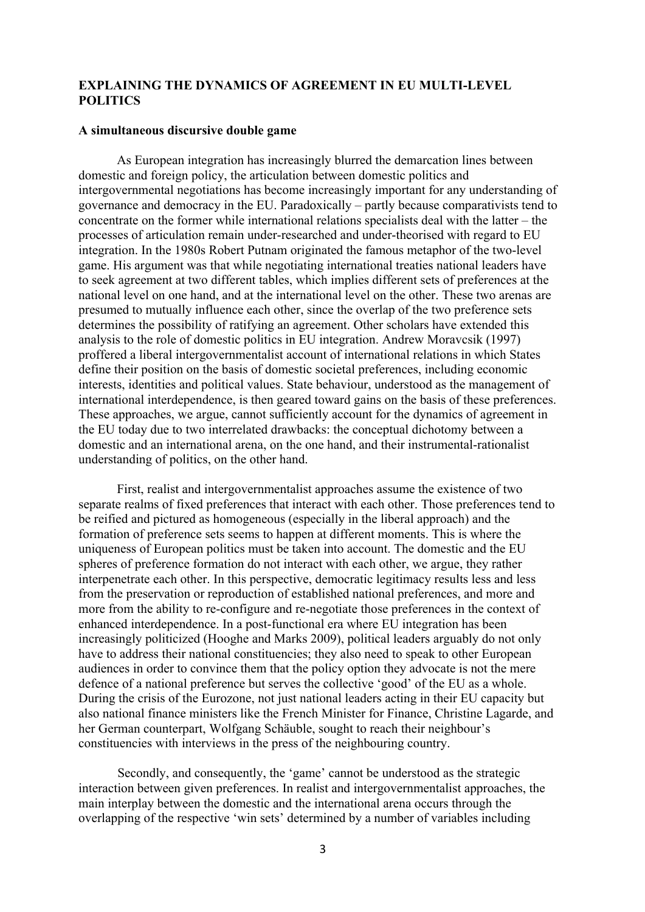**EXPLAINING THE DYNAMICS OF AGREEMENT IN EU MULTI-LEVEL POLITICS**

**A simultaneous discursive double game**

As European integration has increasingly blurred the demarcation lines between domestic and foreign policy, the articulation between domestic politics and intergovernmental negotiations has become increasingly important for any understanding of governance and democracy in the EU. Paradoxically – partly because comparativists tend to concentrate on the former while international relations specialists deal with the latter – the processes of articulation remain under-researched and under-theorised with regard to EU integration. In the 1980s Robert Putnam originated the famous metaphor of the two-level game. His argument was that while negotiating international treaties national leaders have to seek agreement at two different tables, which implies different sets of preferences at the national level on one hand, and at the international level on the other. These two arenas are presumed to mutually influence each other, since the overlap of the two preference sets determines the possibility of ratifying an agreement. Other scholars have extended this analysis to the role of domestic politics in EU integration. Andrew Moravcsik (1997) proffered a liberal intergovernmentalist account of international relations in which States define their position on the basis of domestic societal preferences, including economic interests, identities and political values. State behaviour, understood as the management of international interdependence, is then geared toward gains on the basis of these preferences. These approaches, we argue, cannot sufficiently account for the dynamics of agreement in the EU today due to two interrelated drawbacks: the conceptual dichotomy between a domestic and an international arena, on the one hand, and their instrumental-rationalist understanding of politics, on the other hand.

First, realist and intergovernmentalist approaches assume the existence of two separate realms of fixed preferences that interact with each other. Those preferences tend to be reified and pictured as homogeneous (especially in the liberal approach) and the formation of preference sets seems to happen at different moments. This is where the uniqueness of European politics must be taken into account. The domestic and the EU spheres of preference formation do not interact with each other, we argue, they rather interpenetrate each other. In this perspective, democratic legitimacy results less and less from the preservation or reproduction of established national preferences, and more and more from the ability to re-configure and re-negotiate those preferences in the context of enhanced interdependence. In a post-functional era where EU integration has been increasingly politicized (Hooghe and Marks 2009), political leaders arguably do not only have to address their national constituencies; they also need to speak to other European audiences in order to convince them that the policy option they advocate is not the mere defence of a national preference but serves the collective 'good' of the EU as a whole. During the crisis of the Eurozone, not just national leaders acting in their EU capacity but also national finance ministers like the French Minister for Finance, Christine Lagarde, and her German counterpart, Wolfgang Schäuble, sought to reach their neighbour's constituencies with interviews in the press of the neighbouring country.

Secondly, and consequently, the 'game' cannot be understood as the strategic interaction between given preferences. In realist and intergovernmentalist approaches, the main interplay between the domestic and the international arena occurs through the overlapping of the respective 'win sets' determined by a number of variables including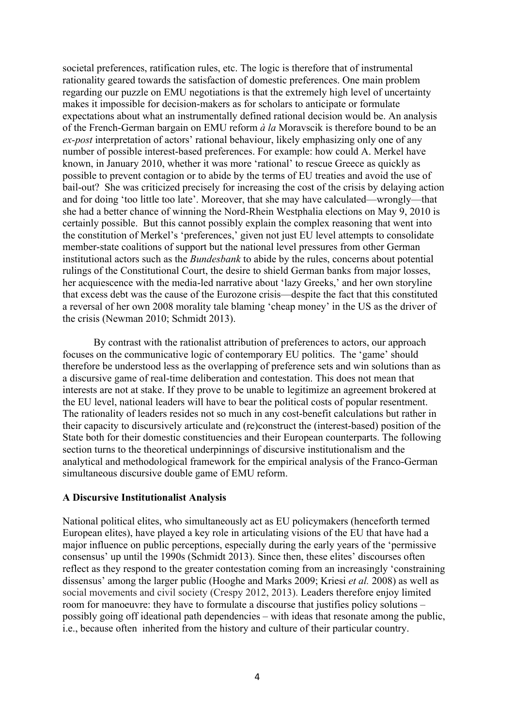societal preferences, ratification rules, etc. The logic is therefore that of instrumental rationality geared towards the satisfaction of domestic preferences. One main problem regarding our puzzle on EMU negotiations is that the extremely high level of uncertainty makes it impossible for decision-makers as for scholars to anticipate or formulate expectations about what an instrumentally defined rational decision would be. An analysis of the French-German bargain on EMU reform *à la* Moravscik is therefore bound to be an *ex-post* interpretation of actors' rational behaviour, likely emphasizing only one of any number of possible interest-based preferences. For example: how could A. Merkel have known, in January 2010, whether it was more 'rational' to rescue Greece as quickly as possible to prevent contagion or to abide by the terms of EU treaties and avoid the use of bail-out? She was criticized precisely for increasing the cost of the crisis by delaying action and for doing 'too little too late'. Moreover, that she may have calculated—wrongly—that she had a better chance of winning the Nord-Rhein Westphalia elections on May 9, 2010 is certainly possible. But this cannot possibly explain the complex reasoning that went into the constitution of Merkel's 'preferences,' given not just EU level attempts to consolidate member-state coalitions of support but the national level pressures from other German institutional actors such as the *Bundesbank* to abide by the rules, concerns about potential rulings of the Constitutional Court, the desire to shield German banks from major losses, her acquiescence with the media-led narrative about 'lazy Greeks,' and her own storyline that excess debt was the cause of the Eurozone crisis—despite the fact that this constituted a reversal of her own 2008 morality tale blaming 'cheap money' in the US as the driver of the crisis (Newman 2010; Schmidt 2013).

By contrast with the rationalist attribution of preferences to actors, our approach focuses on the communicative logic of contemporary EU politics. The 'game' should therefore be understood less as the overlapping of preference sets and win solutions than as a discursive game of real-time deliberation and contestation. This does not mean that interests are not at stake. If they prove to be unable to legitimize an agreement brokered at the EU level, national leaders will have to bear the political costs of popular resentment. The rationality of leaders resides not so much in any cost-benefit calculations but rather in their capacity to discursively articulate and (re)construct the (interest-based) position of the State both for their domestic constituencies and their European counterparts. The following section turns to the theoretical underpinnings of discursive institutionalism and the analytical and methodological framework for the empirical analysis of the Franco-German simultaneous discursive double game of EMU reform.

## A Discursive Institutionalist Analysis

National political elites, who simultaneously act as EU policymakers (henceforth termed European elites), have played a key role in articulating visions of the EU that have had a major influence on public perceptions, especially during the early years of the 'permissive consensus' up until the 1990s (Schmidt 2013). Since then, these elites' discourses often reflect as they respond to the greater contestation coming from an increasingly 'constraining dissensus' among the larger public (Hooghe and Marks 2009; Kriesi *et al.* 2008) as well as social movements and civil society (Crespy 2012, 2013). Leaders therefore enjoy limited room for manoeuvre: they have to formulate a discourse that justifies policy solutions – possibly going off ideational path dependencies – with ideas that resonate among the public, i.e., because often inherited from the history and culture of their particular country.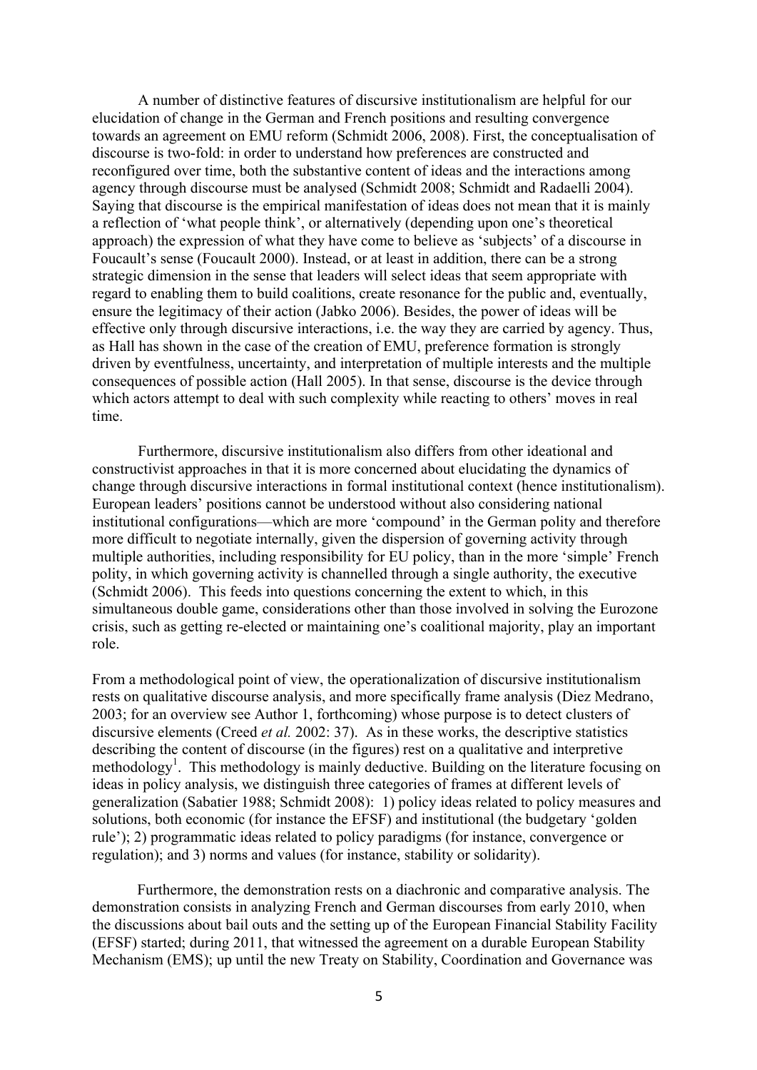A number of distinctive features of discursive institutionalism are helpful for our elucidation of change in the German and French positions and resulting convergence towards an agreement on EMU reform (Schmidt 2006, 2008). First, the conceptualisation of discourse is two-fold: in order to understand how preferences are constructed and reconfigured over time, both the substantive content of ideas and the interactions among agency through discourse must be analysed (Schmidt 2008; Schmidt and Radaelli 2004). Saying that discourse is the empirical manifestation of ideas does not mean that it is mainly a reflection of 'what people think', or alternatively (depending upon one's theoretical approach) the expression of what they have come to believe as 'subjects' of a discourse in Foucault's sense (Foucault 2000). Instead, or at least in addition, there can be a strong strategic dimension in the sense that leaders will select ideas that seem appropriate with regard to enabling them to build coalitions, create resonance for the public and, eventually, ensure the legitimacy of their action (Jabko 2006). Besides, the power of ideas will be effective only through discursive interactions, i.e. the way they are carried by agency. Thus, as Hall has shown in the case of the creation of EMU, preference formation is strongly driven by eventfulness, uncertainty, and interpretation of multiple interests and the multiple consequences of possible action (Hall 2005). In that sense, discourse is the device through which actors attempt to deal with such complexity while reacting to others' moves in real time.

Furthermore, discursive institutionalism also differs from other ideational and constructivist approaches in that it is more concerned about elucidating the dynamics of change through discursive interactions in formal institutional context (hence institutionalism). European leaders' positions cannot be understood without also considering national institutional configurations—which are more 'compound' in the German polity and therefore more difficult to negotiate internally, given the dispersion of governing activity through multiple authorities, including responsibility for EU policy, than in the more 'simple' French polity, in which governing activity is channelled through a single authority, the executive (Schmidt 2006). This feeds into questions concerning the extent to which, in this simultaneous double game, considerations other than those involved in solving the Eurozone crisis, such as getting re-elected or maintaining one's coalitional majority, play an important role.

From a methodological point of view, the operationalization of discursive institutionalism rests on qualitative discourse analysis, and more specifically frame analysis (Diez Medrano, 2003; for an overview see Author 1, forthcoming) whose purpose is to detect clusters of discursive elements (Creed *et al.* 2002: 37). As in these works, the descriptive statistics describing the content of discourse (in the figures) rest on a qualitative and interpretive methodology[1]. This methodology is mainly deductive. Building on the literature focusing on ideas in policy analysis, we distinguish three categories of frames at different levels of generalization (Sabatier 1988; Schmidt 2008): 1) policy ideas related to policy measures and solutions, both economic (for instance the EFSF) and institutional (the budgetary 'golden rule'); 2) programmatic ideas related to policy paradigms (for instance, convergence or regulation); and 3) norms and values (for instance, stability or solidarity).

Furthermore, the demonstration rests on a diachronic and comparative analysis. The demonstration consists in analyzing French and German discourses from early 2010, when the discussions about bail outs and the setting up of the European Financial Stability Facility (EFSF) started; during 2011, that witnessed the agreement on a durable European Stability Mechanism (EMS); up until the new Treaty on Stability, Coordination and Governance was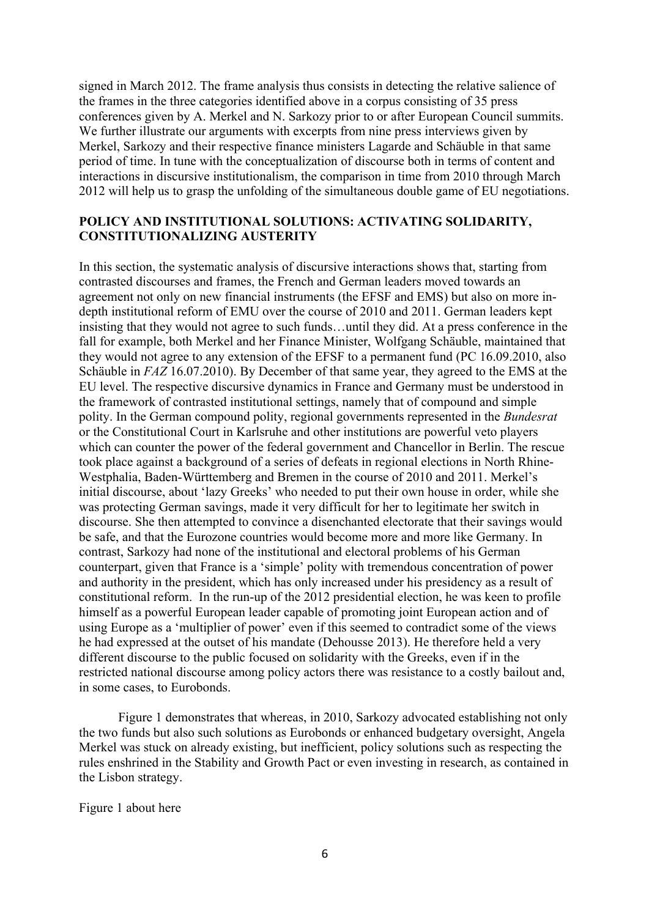signed in March 2012. The frame analysis thus consists in detecting the relative salience of the frames in the three categories identified above in a corpus consisting of 35 press conferences given by A. Merkel and N. Sarkozy prior to or after European Council summits. We further illustrate our arguments with excerpts from nine press interviews given by Merkel, Sarkozy and their respective finance ministers Lagarde and Schäuble in that same period of time. In tune with the conceptualization of discourse both in terms of content and interactions in discursive institutionalism, the comparison in time from 2010 through March 2012 will help us to grasp the unfolding of the simultaneous double game of EU negotiations.

## POLICY AND INSTITUTIONAL SOLUTIONS: ACTIVATING SOLIDARITY, CONSTITUTIONALIZING AUSTERITY

In this section, the systematic analysis of discursive interactions shows that, starting from contrasted discourses and frames, the French and German leaders moved towards an agreement not only on new financial instruments (the EFSF and EMS) but also on more in-depth institutional reform of EMU over the course of 2010 and 2011. German leaders kept insisting that they would not agree to such funds…until they did. At a press conference in the fall for example, both Merkel and her Finance Minister, Wolfgang Schäuble, maintained that they would not agree to any extension of the EFSF to a permanent fund (PC 16.09.2010, also Schäuble in *FAZ* 16.07.2010). By December of that same year, they agreed to the EMS at the EU level. The respective discursive dynamics in France and Germany must be understood in the framework of contrasted institutional settings, namely that of compound and simple polity. In the German compound polity, regional governments represented in the *Bundesrat* or the Constitutional Court in Karlsruhe and other institutions are powerful veto players which can counter the power of the federal government and Chancellor in Berlin. The rescue took place against a background of a series of defeats in regional elections in North Rhine-Westphalia, Baden-Württemberg and Bremen in the course of 2010 and 2011. Merkel's initial discourse, about 'lazy Greeks' who needed to put their own house in order, while she was protecting German savings, made it very difficult for her to legitimate her switch in discourse. She then attempted to convince a disenchanted electorate that their savings would be safe, and that the Eurozone countries would become more and more like Germany. In contrast, Sarkozy had none of the institutional and electoral problems of his German counterpart, given that France is a 'simple' polity with tremendous concentration of power and authority in the president, which has only increased under his presidency as a result of constitutional reform. In the run-up of the 2012 presidential election, he was keen to profile himself as a powerful European leader capable of promoting joint European action and of using Europe as a 'multiplier of power' even if this seemed to contradict some of the views he had expressed at the outset of his mandate (Dehousse 2013). He therefore held a very different discourse to the public focused on solidarity with the Greeks, even if in the restricted national discourse among policy actors there was resistance to a costly bailout and, in some cases, to Eurobonds.

Figure 1 demonstrates that whereas, in 2010, Sarkozy advocated establishing not only the two funds but also such solutions as Eurobonds or enhanced budgetary oversight, Angela Merkel was stuck on already existing, but inefficient, policy solutions such as respecting the rules enshrined in the Stability and Growth Pact or even investing in research, as contained in the Lisbon strategy.

Figure 1 about here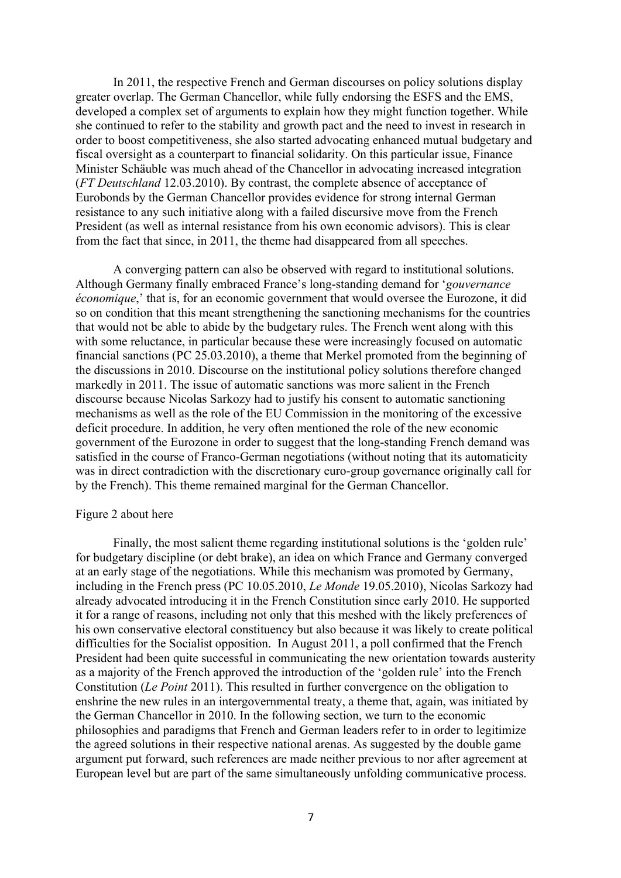In 2011, the respective French and German discourses on policy solutions display greater overlap. The German Chancellor, while fully endorsing the ESFS and the EMS, developed a complex set of arguments to explain how they might function together. While she continued to refer to the stability and growth pact and the need to invest in research in order to boost competitiveness, she also started advocating enhanced mutual budgetary and fiscal oversight as a counterpart to financial solidarity. On this particular issue, Finance Minister Schäuble was much ahead of the Chancellor in advocating increased integration (*FT Deutschland* 12.03.2010). By contrast, the complete absence of acceptance of Eurobonds by the German Chancellor provides evidence for strong internal German resistance to any such initiative along with a failed discursive move from the French President (as well as internal resistance from his own economic advisors). This is clear from the fact that since, in 2011, the theme had disappeared from all speeches.

A converging pattern can also be observed with regard to institutional solutions. Although Germany finally embraced France's long-standing demand for '*gouvernance économique*,' that is, for an economic government that would oversee the Eurozone, it did so on condition that this meant strengthening the sanctioning mechanisms for the countries that would not be able to abide by the budgetary rules. The French went along with this with some reluctance, in particular because these were increasingly focused on automatic financial sanctions (PC 25.03.2010), a theme that Merkel promoted from the beginning of the discussions in 2010. Discourse on the institutional policy solutions therefore changed markedly in 2011. The issue of automatic sanctions was more salient in the French discourse because Nicolas Sarkozy had to justify his consent to automatic sanctioning mechanisms as well as the role of the EU Commission in the monitoring of the excessive deficit procedure. In addition, he very often mentioned the role of the new economic government of the Eurozone in order to suggest that the long-standing French demand was satisfied in the course of Franco-German negotiations (without noting that its automaticity was in direct contradiction with the discretionary euro-group governance originally call for by the French). This theme remained marginal for the German Chancellor.

Figure 2 about here

Finally, the most salient theme regarding institutional solutions is the 'golden rule' for budgetary discipline (or debt brake), an idea on which France and Germany converged at an early stage of the negotiations. While this mechanism was promoted by Germany, including in the French press (PC 10.05.2010, *Le Monde* 19.05.2010), Nicolas Sarkozy had already advocated introducing it in the French Constitution since early 2010. He supported it for a range of reasons, including not only that this meshed with the likely preferences of his own conservative electoral constituency but also because it was likely to create political difficulties for the Socialist opposition. In August 2011, a poll confirmed that the French President had been quite successful in communicating the new orientation towards austerity as a majority of the French approved the introduction of the 'golden rule' into the French Constitution (*Le Point* 2011). This resulted in further convergence on the obligation to enshrine the new rules in an intergovernmental treaty, a theme that, again, was initiated by the German Chancellor in 2010. In the following section, we turn to the economic philosophies and paradigms that French and German leaders refer to in order to legitimize the agreed solutions in their respective national arenas. As suggested by the double game argument put forward, such references are made neither previous to nor after agreement at European level but are part of the same simultaneously unfolding communicative process.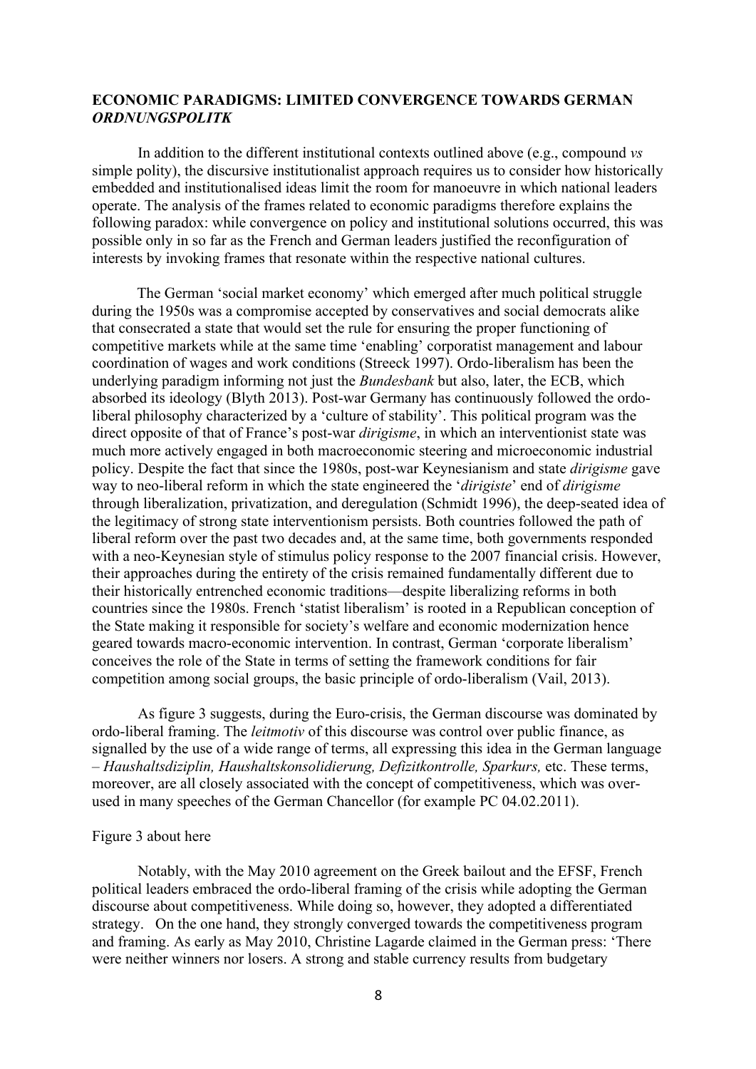## ECONOMIC PARADIGMS: LIMITED CONVERGENCE TOWARDS GERMAN *ORDNUNGSPOLITK*

In addition to the different institutional contexts outlined above (e.g., compound *vs* simple polity), the discursive institutionalist approach requires us to consider how historically embedded and institutionalised ideas limit the room for manoeuvre in which national leaders operate. The analysis of the frames related to economic paradigms therefore explains the following paradox: while convergence on policy and institutional solutions occurred, this was possible only in so far as the French and German leaders justified the reconfiguration of interests by invoking frames that resonate within the respective national cultures.

The German 'social market economy' which emerged after much political struggle during the 1950s was a compromise accepted by conservatives and social democrats alike that consecrated a state that would set the rule for ensuring the proper functioning of competitive markets while at the same time 'enabling' corporatist management and labour coordination of wages and work conditions (Streeck 1997). Ordo-liberalism has been the underlying paradigm informing not just the *Bundesbank* but also, later, the ECB, which absorbed its ideology (Blyth 2013). Post-war Germany has continuously followed the ordo-liberal philosophy characterized by a 'culture of stability'. This political program was the direct opposite of that of France's post-war *dirigisme*, in which an interventionist state was much more actively engaged in both macroeconomic steering and microeconomic industrial policy. Despite the fact that since the 1980s, post-war Keynesianism and state *dirigisme* gave way to neo-liberal reform in which the state engineered the '*dirigiste*' end of *dirigisme* through liberalization, privatization, and deregulation (Schmidt 1996), the deep-seated idea of the legitimacy of strong state interventionism persists. Both countries followed the path of liberal reform over the past two decades and, at the same time, both governments responded with a neo-Keynesian style of stimulus policy response to the 2007 financial crisis. However, their approaches during the entirety of the crisis remained fundamentally different due to their historically entrenched economic traditions—despite liberalizing reforms in both countries since the 1980s. French 'statist liberalism' is rooted in a Republican conception of the State making it responsible for society's welfare and economic modernization hence geared towards macro-economic intervention. In contrast, German 'corporate liberalism' conceives the role of the State in terms of setting the framework conditions for fair competition among social groups, the basic principle of ordo-liberalism (Vail, 2013).

As figure 3 suggests, during the Euro-crisis, the German discourse was dominated by ordo-liberal framing. The *leitmotiv* of this discourse was control over public finance, as signalled by the use of a wide range of terms, all expressing this idea in the German language – *Haushaltsdiziplin, Haushaltskonsolidierung, Defizitkontrolle, Sparkurs,* etc. These terms, moreover, are all closely associated with the concept of competitiveness, which was over-used in many speeches of the German Chancellor (for example PC 04.02.2011).

Figure 3 about here

Notably, with the May 2010 agreement on the Greek bailout and the EFSF, French political leaders embraced the ordo-liberal framing of the crisis while adopting the German discourse about competitiveness. While doing so, however, they adopted a differentiated strategy. On the one hand, they strongly converged towards the competitiveness program and framing. As early as May 2010, Christine Lagarde claimed in the German press: 'There were neither winners nor losers. A strong and stable currency results from budgetary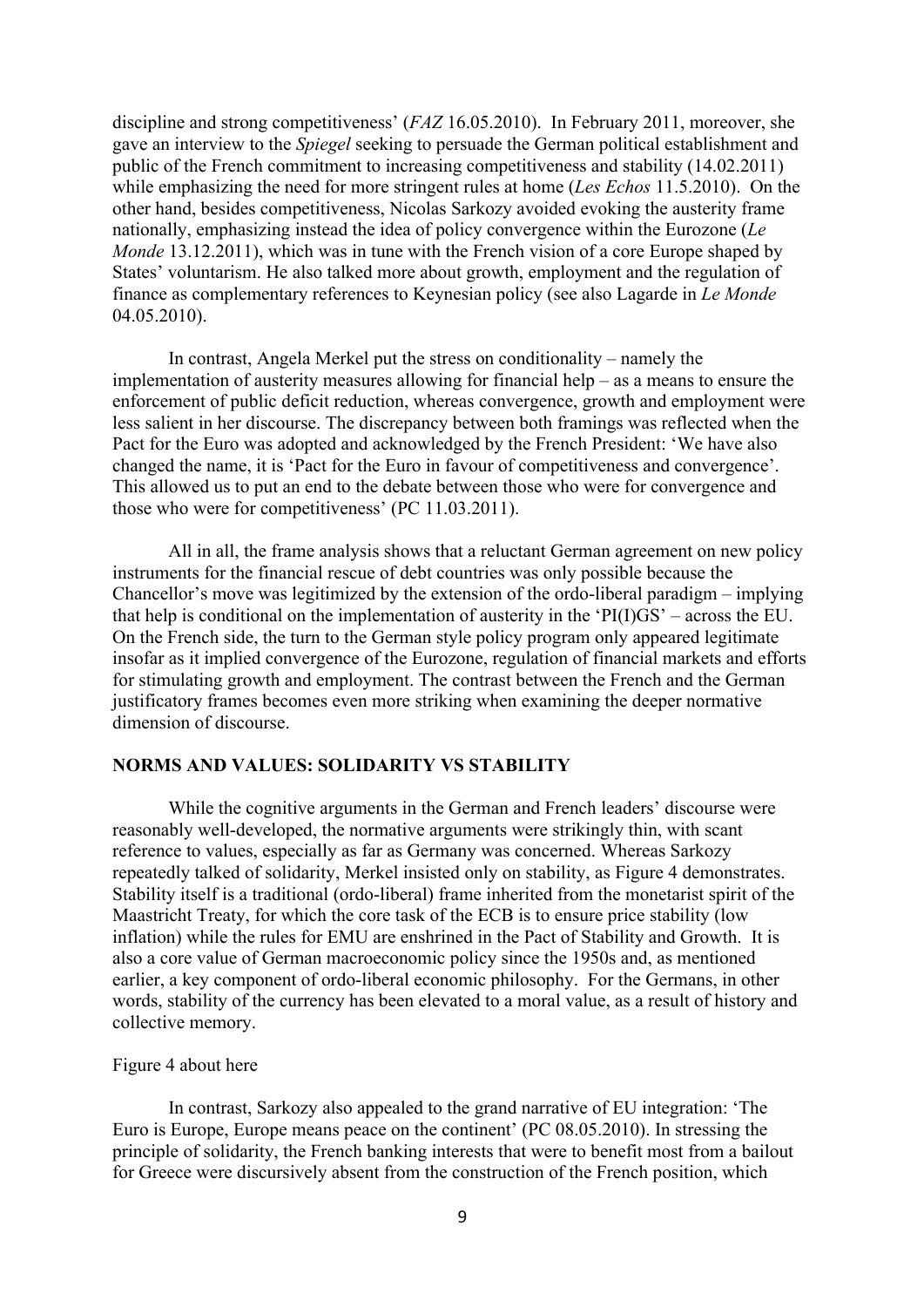discipline and strong competitiveness' (*FAZ* 16.05.2010). In February 2011, moreover, she gave an interview to the *Spiegel* seeking to persuade the German political establishment and public of the French commitment to increasing competitiveness and stability (14.02.2011) while emphasizing the need for more stringent rules at home (*Les Echos* 11.5.2010). On the other hand, besides competitiveness, Nicolas Sarkozy avoided evoking the austerity frame nationally, emphasizing instead the idea of policy convergence within the Eurozone (*Le Monde* 13.12.2011), which was in tune with the French vision of a core Europe shaped by States' voluntarism. He also talked more about growth, employment and the regulation of finance as complementary references to Keynesian policy (see also Lagarde in *Le Monde* 04.05.2010).

In contrast, Angela Merkel put the stress on conditionality – namely the implementation of austerity measures allowing for financial help – as a means to ensure the enforcement of public deficit reduction, whereas convergence, growth and employment were less salient in her discourse. The discrepancy between both framings was reflected when the Pact for the Euro was adopted and acknowledged by the French President: 'We have also changed the name, it is 'Pact for the Euro in favour of competitiveness and convergence'. This allowed us to put an end to the debate between those who were for convergence and those who were for competitiveness' (PC 11.03.2011).

All in all, the frame analysis shows that a reluctant German agreement on new policy instruments for the financial rescue of debt countries was only possible because the Chancellor's move was legitimized by the extension of the ordo-liberal paradigm – implying that help is conditional on the implementation of austerity in the 'PI(I)GS' – across the EU. On the French side, the turn to the German style policy program only appeared legitimate insofar as it implied convergence of the Eurozone, regulation of financial markets and efforts for stimulating growth and employment. The contrast between the French and the German justificatory frames becomes even more striking when examining the deeper normative dimension of discourse.

## NORMS AND VALUES: SOLIDARITY VS STABILITY

While the cognitive arguments in the German and French leaders' discourse were reasonably well-developed, the normative arguments were strikingly thin, with scant reference to values, especially as far as Germany was concerned. Whereas Sarkozy repeatedly talked of solidarity, Merkel insisted only on stability, as Figure 4 demonstrates. Stability itself is a traditional (ordo-liberal) frame inherited from the monetarist spirit of the Maastricht Treaty, for which the core task of the ECB is to ensure price stability (low inflation) while the rules for EMU are enshrined in the Pact of Stability and Growth. It is also a core value of German macroeconomic policy since the 1950s and, as mentioned earlier, a key component of ordo-liberal economic philosophy. For the Germans, in other words, stability of the currency has been elevated to a moral value, as a result of history and collective memory.

Figure 4 about here

In contrast, Sarkozy also appealed to the grand narrative of EU integration: 'The Euro is Europe, Europe means peace on the continent' (PC 08.05.2010). In stressing the principle of solidarity, the French banking interests that were to benefit most from a bailout for Greece were discursively absent from the construction of the French position, which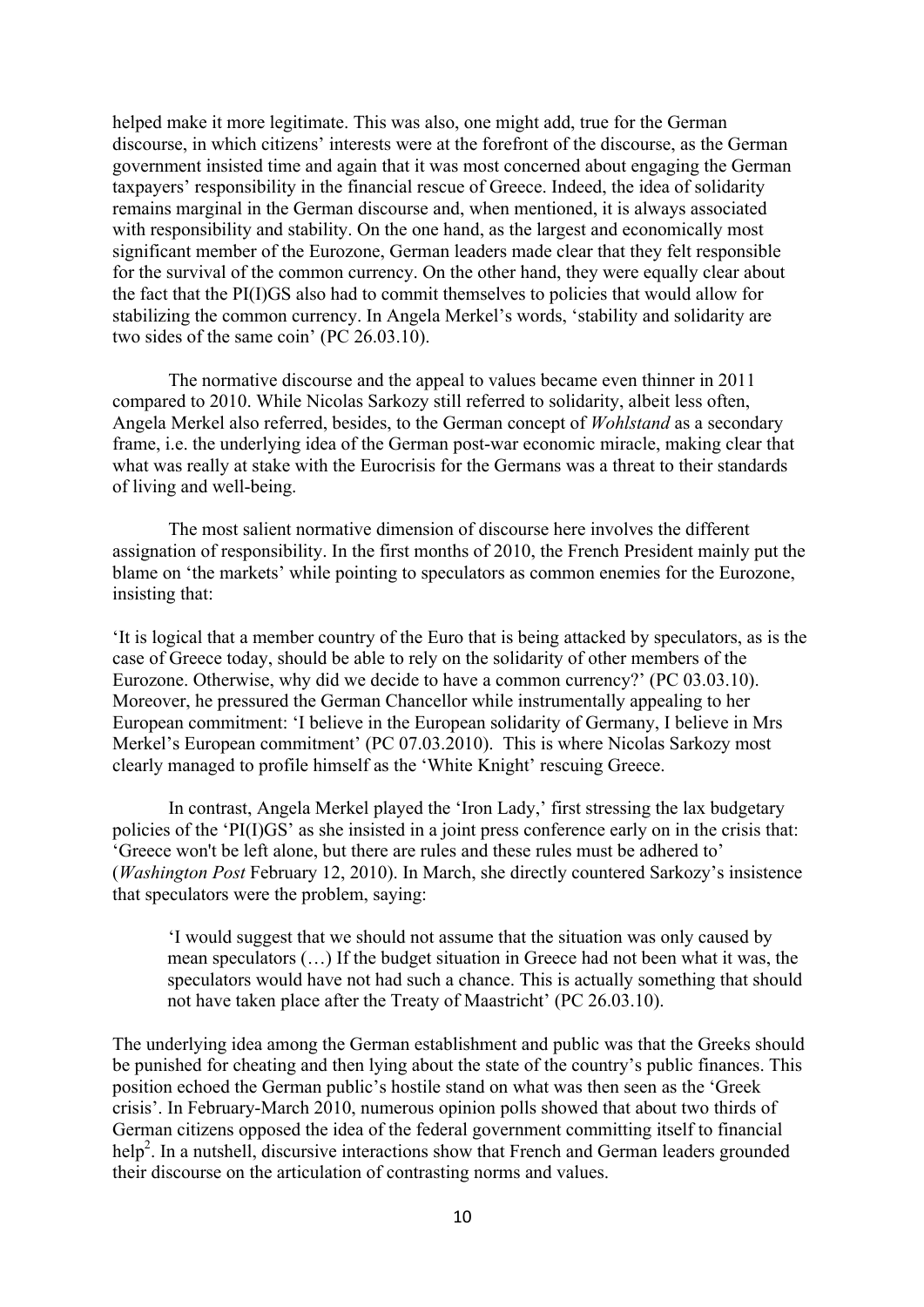helped make it more legitimate. This was also, one might add, true for the German discourse, in which citizens' interests were at the forefront of the discourse, as the German government insisted time and again that it was most concerned about engaging the German taxpayers' responsibility in the financial rescue of Greece. Indeed, the idea of solidarity remains marginal in the German discourse and, when mentioned, it is always associated with responsibility and stability. On the one hand, as the largest and economically most significant member of the Eurozone, German leaders made clear that they felt responsible for the survival of the common currency. On the other hand, they were equally clear about the fact that the PI(I)GS also had to commit themselves to policies that would allow for stabilizing the common currency. In Angela Merkel's words, 'stability and solidarity are two sides of the same coin' (PC 26.03.10).

The normative discourse and the appeal to values became even thinner in 2011 compared to 2010. While Nicolas Sarkozy still referred to solidarity, albeit less often, Angela Merkel also referred, besides, to the German concept of *Wohlstand* as a secondary frame, i.e. the underlying idea of the German post-war economic miracle, making clear that what was really at stake with the Eurocrisis for the Germans was a threat to their standards of living and well-being.

The most salient normative dimension of discourse here involves the different assignation of responsibility. In the first months of 2010, the French President mainly put the blame on 'the markets' while pointing to speculators as common enemies for the Eurozone, insisting that:

'It is logical that a member country of the Euro that is being attacked by speculators, as is the case of Greece today, should be able to rely on the solidarity of other members of the Eurozone. Otherwise, why did we decide to have a common currency?' (PC 03.03.10). Moreover, he pressured the German Chancellor while instrumentally appealing to her European commitment: 'I believe in the European solidarity of Germany, I believe in Mrs Merkel's European commitment' (PC 07.03.2010). This is where Nicolas Sarkozy most clearly managed to profile himself as the 'White Knight' rescuing Greece.

In contrast, Angela Merkel played the 'Iron Lady,' first stressing the lax budgetary policies of the 'PI(I)GS' as she insisted in a joint press conference early on in the crisis that: 'Greece won't be left alone, but there are rules and these rules must be adhered to' (*Washington Post* February 12, 2010). In March, she directly countered Sarkozy's insistence that speculators were the problem, saying:

> 'I would suggest that we should not assume that the situation was only caused by mean speculators (…) If the budget situation in Greece had not been what it was, the speculators would have not had such a chance. This is actually something that should not have taken place after the Treaty of Maastricht' (PC 26.03.10).

The underlying idea among the German establishment and public was that the Greeks should be punished for cheating and then lying about the state of the country's public finances. This position echoed the German public's hostile stand on what was then seen as the 'Greek crisis'. In February-March 2010, numerous opinion polls showed that about two thirds of German citizens opposed the idea of the federal government committing itself to financial help[2]. In a nutshell, discursive interactions show that French and German leaders grounded their discourse on the articulation of contrasting norms and values.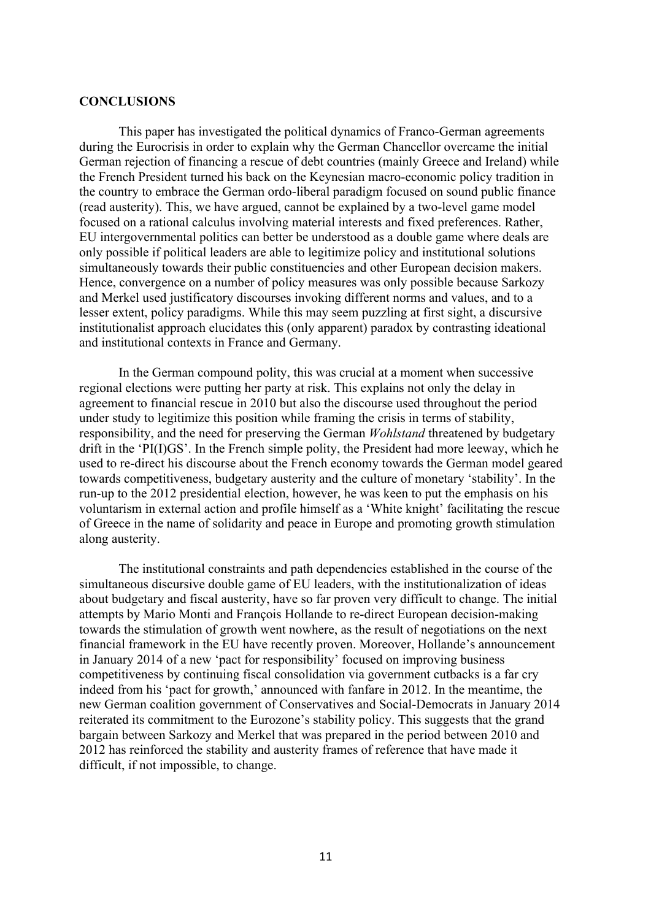## CONCLUSIONS

This paper has investigated the political dynamics of Franco-German agreements during the Eurocrisis in order to explain why the German Chancellor overcame the initial German rejection of financing a rescue of debt countries (mainly Greece and Ireland) while the French President turned his back on the Keynesian macro-economic policy tradition in the country to embrace the German ordo-liberal paradigm focused on sound public finance (read austerity). This, we have argued, cannot be explained by a two-level game model focused on a rational calculus involving material interests and fixed preferences. Rather, EU intergovernmental politics can better be understood as a double game where deals are only possible if political leaders are able to legitimize policy and institutional solutions simultaneously towards their public constituencies and other European decision makers. Hence, convergence on a number of policy measures was only possible because Sarkozy and Merkel used justificatory discourses invoking different norms and values, and to a lesser extent, policy paradigms. While this may seem puzzling at first sight, a discursive institutionalist approach elucidates this (only apparent) paradox by contrasting ideational and institutional contexts in France and Germany.

In the German compound polity, this was crucial at a moment when successive regional elections were putting her party at risk. This explains not only the delay in agreement to financial rescue in 2010 but also the discourse used throughout the period under study to legitimize this position while framing the crisis in terms of stability, responsibility, and the need for preserving the German *Wohlstand* threatened by budgetary drift in the 'PI(I)GS'. In the French simple polity, the President had more leeway, which he used to re-direct his discourse about the French economy towards the German model geared towards competitiveness, budgetary austerity and the culture of monetary 'stability'. In the run-up to the 2012 presidential election, however, he was keen to put the emphasis on his voluntarism in external action and profile himself as a 'White knight' facilitating the rescue of Greece in the name of solidarity and peace in Europe and promoting growth stimulation along austerity.

The institutional constraints and path dependencies established in the course of the simultaneous discursive double game of EU leaders, with the institutionalization of ideas about budgetary and fiscal austerity, have so far proven very difficult to change. The initial attempts by Mario Monti and François Hollande to re-direct European decision-making towards the stimulation of growth went nowhere, as the result of negotiations on the next financial framework in the EU have recently proven. Moreover, Hollande's announcement in January 2014 of a new 'pact for responsibility' focused on improving business competitiveness by continuing fiscal consolidation via government cutbacks is a far cry indeed from his 'pact for growth,' announced with fanfare in 2012. In the meantime, the new German coalition government of Conservatives and Social-Democrats in January 2014 reiterated its commitment to the Eurozone's stability policy. This suggests that the grand bargain between Sarkozy and Merkel that was prepared in the period between 2010 and 2012 has reinforced the stability and austerity frames of reference that have made it difficult, if not impossible, to change.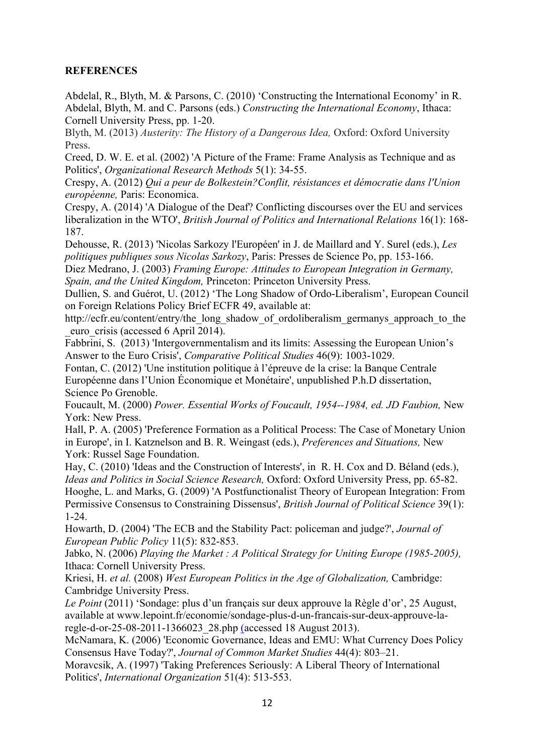**REFERENCES**

Abdelal, R., Blyth, M. & Parsons, C. (2010) 'Constructing the International Economy' in R. Abdelal, Blyth, M. and C. Parsons (eds.) *Constructing the International Economy*, Ithaca: Cornell University Press, pp. 1-20.

Blyth, M. (2013) *Austerity: The History of a Dangerous Idea,* Oxford: Oxford University Press.

Creed, D. W. E. et al. (2002) 'A Picture of the Frame: Frame Analysis as Technique and as Politics', *Organizational Research Methods* 5(1): 34-55.

Crespy, A. (2012) *Qui a peur de Bolkestein?Conflit, résistances et démocratie dans l'Union européenne,* Paris: Economica.

Crespy, A. (2014) 'A Dialogue of the Deaf? Conflicting discourses over the EU and services liberalization in the WTO', *British Journal of Politics and International Relations* 16(1): 168-187.

Dehousse, R. (2013) 'Nicolas Sarkozy l'Européen' in J. de Maillard and Y. Surel (eds.), *Les politiques publiques sous Nicolas Sarkozy*, Paris: Presses de Science Po, pp. 153-166.

Diez Medrano, J. (2003) *Framing Europe: Attitudes to European Integration in Germany, Spain, and the United Kingdom,* Princeton: Princeton University Press.

Dullien, S. and Guérot, U. (2012) 'The Long Shadow of Ordo-Liberalism', European Council on Foreign Relations Policy Brief ECFR 49, available at: http://ecfr.eu/content/entry/the_long_shadow_of_ordoliberalism_germanys_approach_to_the_euro_crisis (accessed 6 April 2014).

Fabbrini, S. (2013) 'Intergovernmentalism and its limits: Assessing the European Union's Answer to the Euro Crisis', *Comparative Political Studies* 46(9): 1003-1029.

Fontan, C. (2012) 'Une institution politique à l'épreuve de la crise: la Banque Centrale Européenne dans l'Union Économique et Monétaire', unpublished P.h.D dissertation, Science Po Grenoble.

Foucault, M. (2000) *Power. Essential Works of Foucault, 1954--1984, ed. JD Faubion,* New York: New Press.

Hall, P. A. (2005) 'Preference Formation as a Political Process: The Case of Monetary Union in Europe', in I. Katznelson and B. R. Weingast (eds.), *Preferences and Situations,* New York: Russel Sage Foundation.

Hay, C. (2010) 'Ideas and the Construction of Interests', in R. H. Cox and D. Béland (eds.), *Ideas and Politics in Social Science Research,* Oxford: Oxford University Press, pp. 65-82.

Hooghe, L. and Marks, G. (2009) 'A Postfunctionalist Theory of European Integration: From Permissive Consensus to Constraining Dissensus', *British Journal of Political Science* 39(1): 1-24.

Howarth, D. (2004) 'The ECB and the Stability Pact: policeman and judge?', *Journal of European Public Policy* 11(5): 832-853.

Jabko, N. (2006) *Playing the Market : A Political Strategy for Uniting Europe (1985-2005),* Ithaca: Cornell University Press.

Kriesi, H. *et al.* (2008) *West European Politics in the Age of Globalization,* Cambridge: Cambridge University Press.

*Le Point* (2011) 'Sondage: plus d'un français sur deux approuve la Règle d'or', 25 August, available at www.lepoint.fr/economie/sondage-plus-d-un-francais-sur-deux-approuve-la-regle-d-or-25-08-2011-1366023_28.php (accessed 18 August 2013).

McNamara, K. (2006) 'Economic Governance, Ideas and EMU: What Currency Does Policy Consensus Have Today?', *Journal of Common Market Studies* 44(4): 803–21.

Moravcsik, A. (1997) 'Taking Preferences Seriously: A Liberal Theory of International Politics', *International Organization* 51(4): 513-553.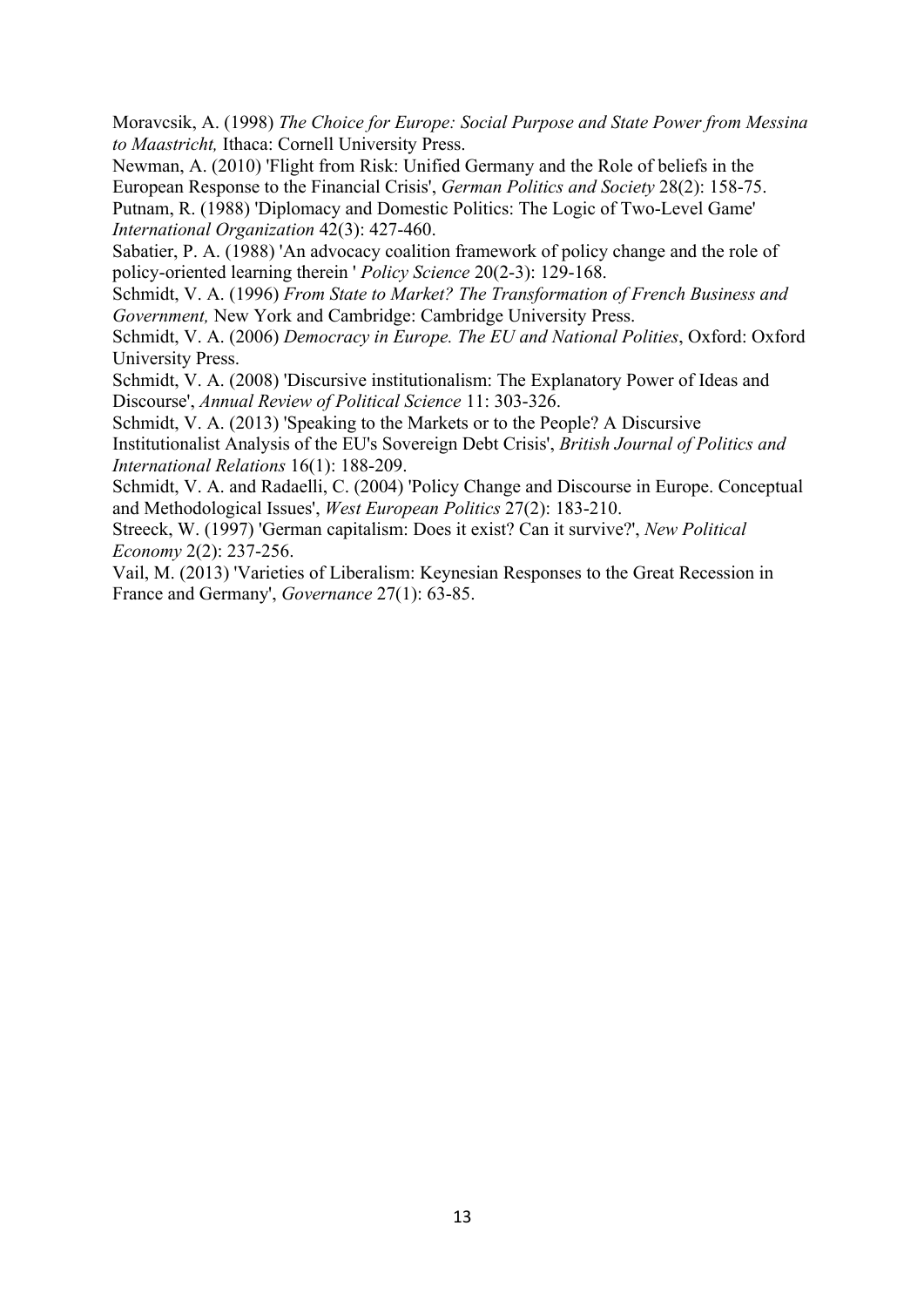Moravcsik, A. (1998) *The Choice for Europe: Social Purpose and State Power from Messina to Maastricht,* Ithaca: Cornell University Press.

Newman, A. (2010) 'Flight from Risk: Unified Germany and the Role of beliefs in the European Response to the Financial Crisis', *German Politics and Society* 28(2): 158-75.

Putnam, R. (1988) 'Diplomacy and Domestic Politics: The Logic of Two-Level Game' *International Organization* 42(3): 427-460.

Sabatier, P. A. (1988) 'An advocacy coalition framework of policy change and the role of policy-oriented learning therein ' *Policy Science* 20(2-3): 129-168.

Schmidt, V. A. (1996) *From State to Market? The Transformation of French Business and Government,* New York and Cambridge: Cambridge University Press.

Schmidt, V. A. (2006) *Democracy in Europe. The EU and National Polities*, Oxford: Oxford University Press.

Schmidt, V. A. (2008) 'Discursive institutionalism: The Explanatory Power of Ideas and Discourse', *Annual Review of Political Science* 11: 303-326.

Schmidt, V. A. (2013) 'Speaking to the Markets or to the People? A Discursive Institutionalist Analysis of the EU's Sovereign Debt Crisis', *British Journal of Politics and International Relations* 16(1): 188-209.

Schmidt, V. A. and Radaelli, C. (2004) 'Policy Change and Discourse in Europe. Conceptual and Methodological Issues', *West European Politics* 27(2): 183-210.

Streeck, W. (1997) 'German capitalism: Does it exist? Can it survive?', *New Political Economy* 2(2): 237-256.

Vail, M. (2013) 'Varieties of Liberalism: Keynesian Responses to the Great Recession in France and Germany', *Governance* 27(1): 63-85.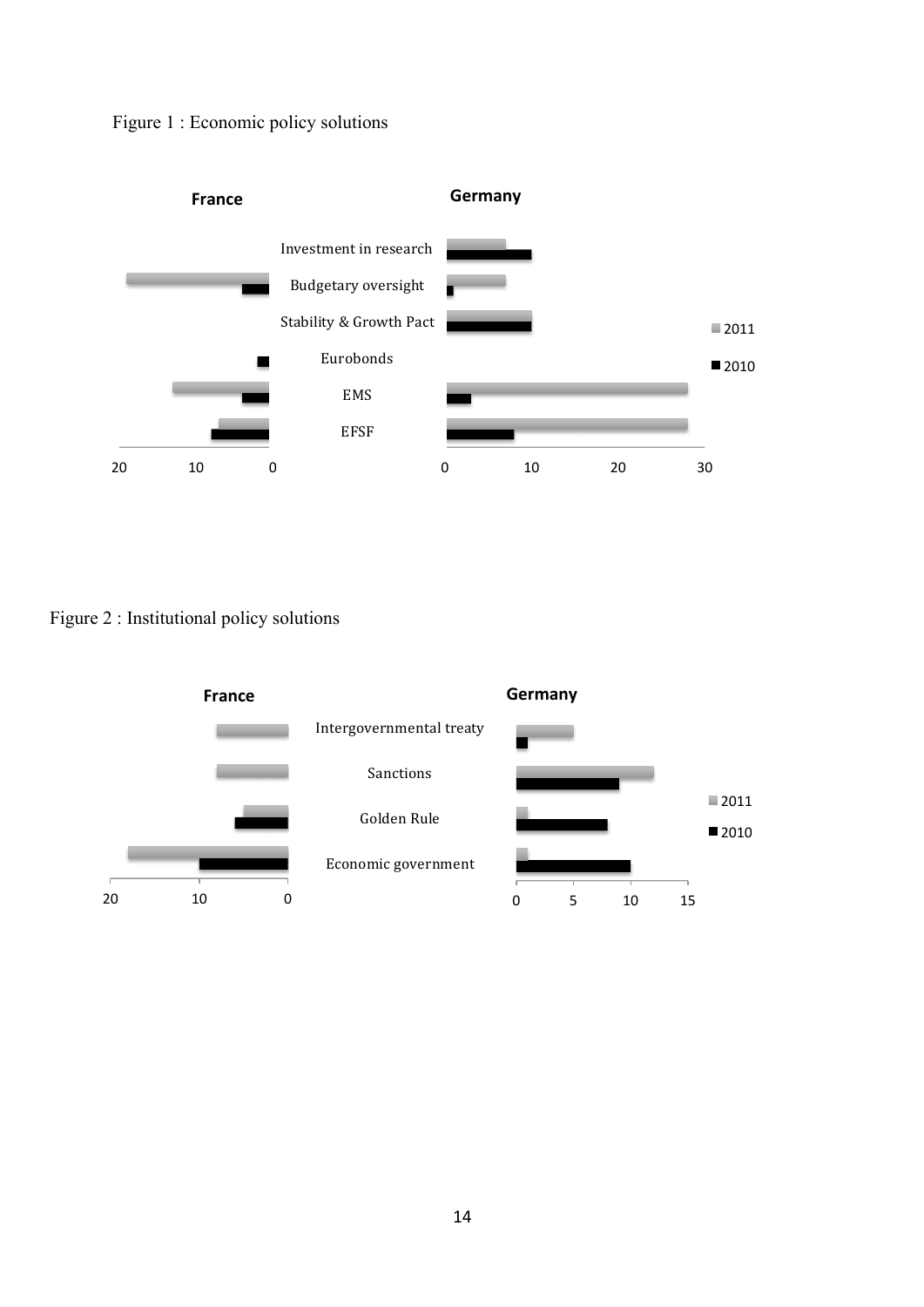Figure 1 : Economic policy solutions

Figure 2 : Institutional policy solutions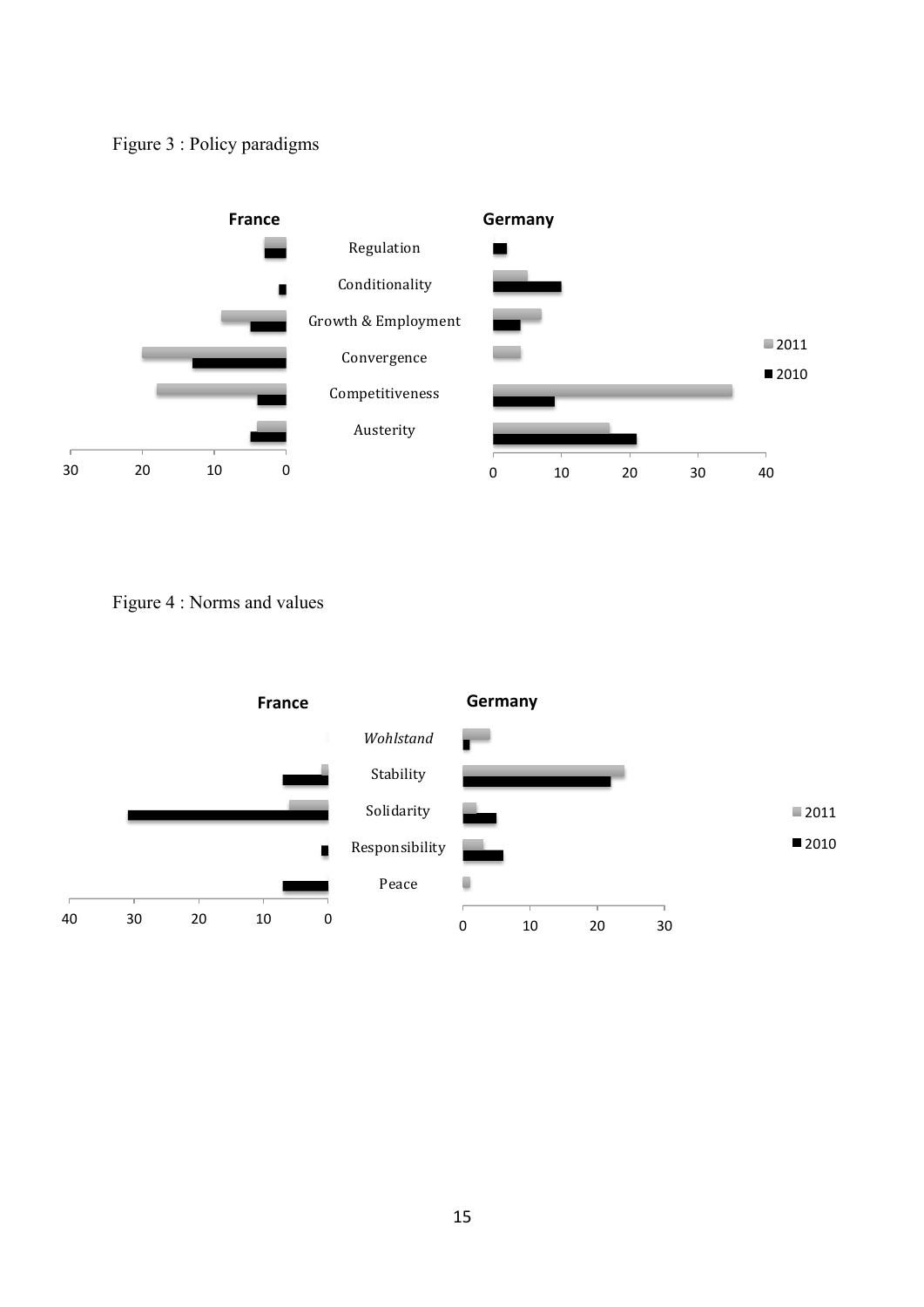Figure 3 : Policy paradigms

Figure 4 : Norms and values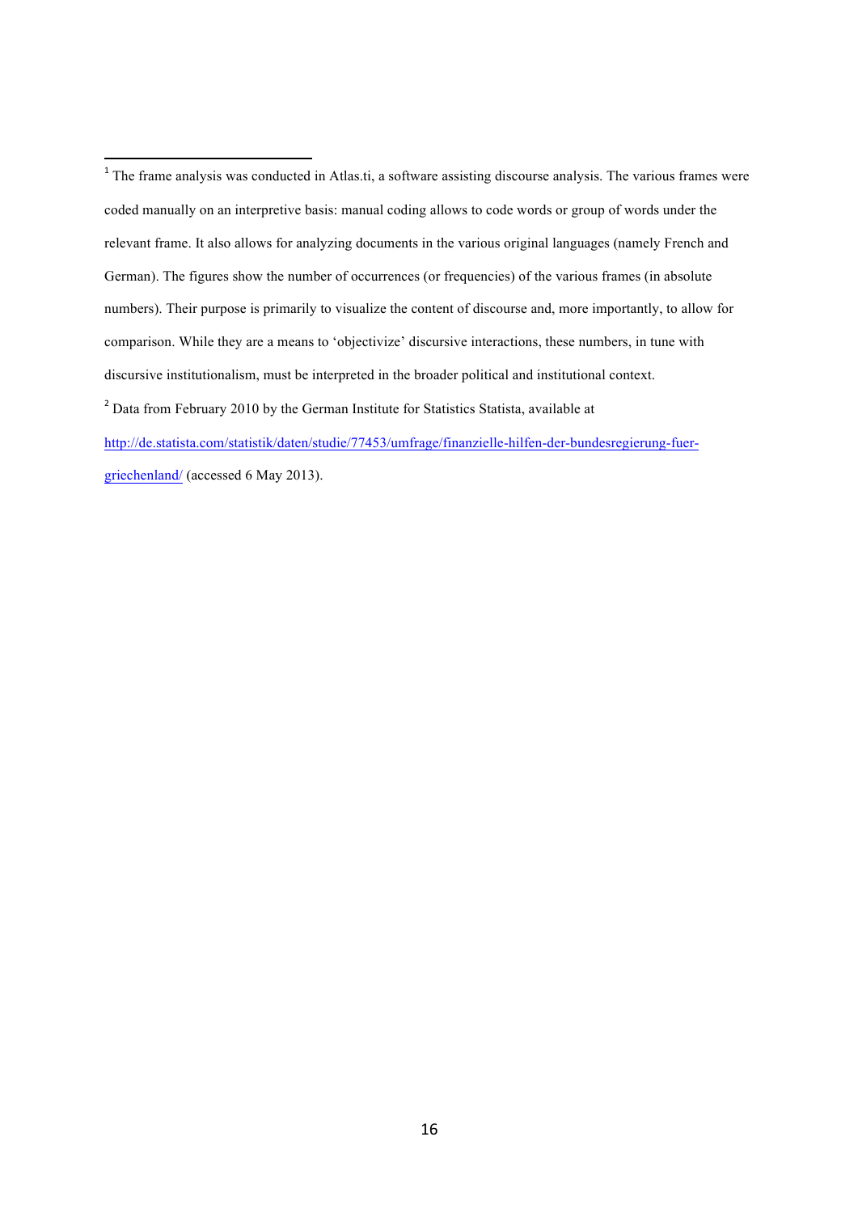[1] The frame analysis was conducted in Atlas.ti, a software assisting discourse analysis. The various frames were coded manually on an interpretive basis: manual coding allows to code words or group of words under the relevant frame. It also allows for analyzing documents in the various original languages (namely French and German). The figures show the number of occurrences (or frequencies) of the various frames (in absolute numbers). Their purpose is primarily to visualize the content of discourse and, more importantly, to allow for comparison. While they are a means to 'objectivize' discursive interactions, these numbers, in tune with discursive institutionalism, must be interpreted in the broader political and institutional context.

[2] Data from February 2010 by the German Institute for Statistics Statista, available at http://de.statista.com/statistik/daten/studie/77453/umfrage/finanzielle-hilfen-der-bundesregierung-fuer-griechenland/ (accessed 6 May 2013).